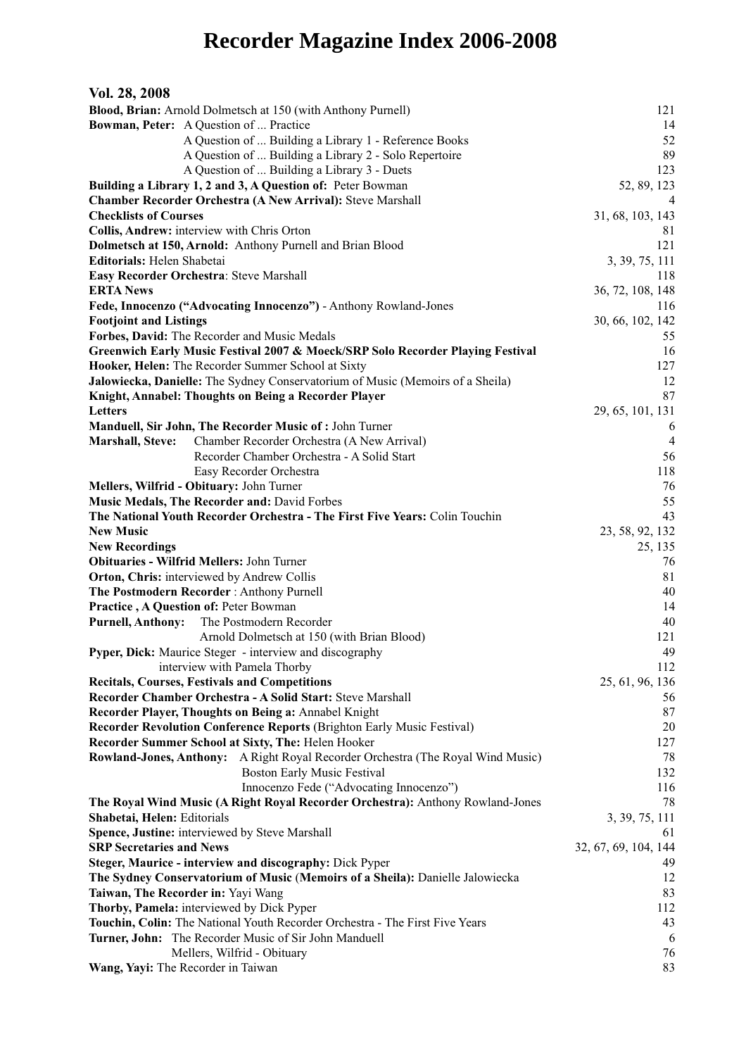# Recorder Magazine Index 2006-2008

## Vol. 28, 2008

| Entry | Pages |
|---|---|
| **Blood, Brian:** Arnold Dolmetsch at 150 (with Anthony Purnell) | 121 |
| **Bowman, Peter:** A Question of ... Practice | 14 |
| A Question of ... Building a Library 1 - Reference Books | 52 |
| A Question of ... Building a Library 2 - Solo Repertoire | 89 |
| A Question of ... Building a Library 3 - Duets | 123 |
| **Building a Library 1, 2 and 3, A Question of:** Peter Bowman | 52, 89, 123 |
| **Chamber Recorder Orchestra (A New Arrival):** Steve Marshall | 4 |
| **Checklists of Courses** | 31, 68, 103, 143 |
| **Collis, Andrew:** interview with Chris Orton | 81 |
| **Dolmetsch at 150, Arnold:** Anthony Purnell and Brian Blood | 121 |
| **Editorials:** Helen Shabetai | 3, 39, 75, 111 |
| **Easy Recorder Orchestra**: Steve Marshall | 118 |
| **ERTA News** | 36, 72, 108, 148 |
| **Fede, Innocenzo ("Advocating Innocenzo")** - Anthony Rowland-Jones | 116 |
| **Footjoint and Listings** | 30, 66, 102, 142 |
| **Forbes, David:** The Recorder and Music Medals | 55 |
| **Greenwich Early Music Festival 2007 & Moeck/SRP Solo Recorder Playing Festival** | 16 |
| **Hooker, Helen:** The Recorder Summer School at Sixty | 127 |
| **Jalowiecka, Danielle:** The Sydney Conservatorium of Music (Memoirs of a Sheila) | 12 |
| **Knight, Annabel: Thoughts on Being a Recorder Player** | 87 |
| **Letters** | 29, 65, 101, 131 |
| **Manduell, Sir John, The Recorder Music of :** John Turner | 6 |
| **Marshall, Steve:** Chamber Recorder Orchestra (A New Arrival) | 4 |
| Recorder Chamber Orchestra - A Solid Start | 56 |
| Easy Recorder Orchestra | 118 |
| **Mellers, Wilfrid - Obituary:** John Turner | 76 |
| **Music Medals, The Recorder and:** David Forbes | 55 |
| **The National Youth Recorder Orchestra - The First Five Years:** Colin Touchin | 43 |
| **New Music** | 23, 58, 92, 132 |
| **New Recordings** | 25, 135 |
| **Obituaries - Wilfrid Mellers:** John Turner | 76 |
| **Orton, Chris:** interviewed by Andrew Collis | 81 |
| **The Postmodern Recorder** : Anthony Purnell | 40 |
| **Practice , A Question of:** Peter Bowman | 14 |
| **Purnell, Anthony:** The Postmodern Recorder | 40 |
| Arnold Dolmetsch at 150 (with Brian Blood) | 121 |
| **Pyper, Dick:** Maurice Steger - interview and discography | 49 |
| interview with Pamela Thorby | 112 |
| **Recitals, Courses, Festivals and Competitions** | 25, 61, 96, 136 |
| **Recorder Chamber Orchestra - A Solid Start:** Steve Marshall | 56 |
| **Recorder Player, Thoughts on Being a:** Annabel Knight | 87 |
| **Recorder Revolution Conference Reports** (Brighton Early Music Festival) | 20 |
| **Recorder Summer School at Sixty, The:** Helen Hooker | 127 |
| **Rowland-Jones, Anthony:** A Right Royal Recorder Orchestra (The Royal Wind Music) | 78 |
| Boston Early Music Festival | 132 |
| Innocenzo Fede ("Advocating Innocenzo") | 116 |
| **The Royal Wind Music (A Right Royal Recorder Orchestra):** Anthony Rowland-Jones | 78 |
| **Shabetai, Helen:** Editorials | 3, 39, 75, 111 |
| **Spence, Justine:** interviewed by Steve Marshall | 61 |
| **SRP Secretaries and News** | 32, 67, 69, 104, 144 |
| **Steger, Maurice - interview and discography:** Dick Pyper | 49 |
| **The Sydney Conservatorium of Music (Memoirs of a Sheila):** Danielle Jalowiecka | 12 |
| **Taiwan, The Recorder in:** Yayi Wang | 83 |
| **Thorby, Pamela:** interviewed by Dick Pyper | 112 |
| **Touchin, Colin:** The National Youth Recorder Orchestra - The First Five Years | 43 |
| **Turner, John:** The Recorder Music of Sir John Manduell | 6 |
| Mellers, Wilfrid - Obituary | 76 |
| **Wang, Yayi:** The Recorder in Taiwan | 83 |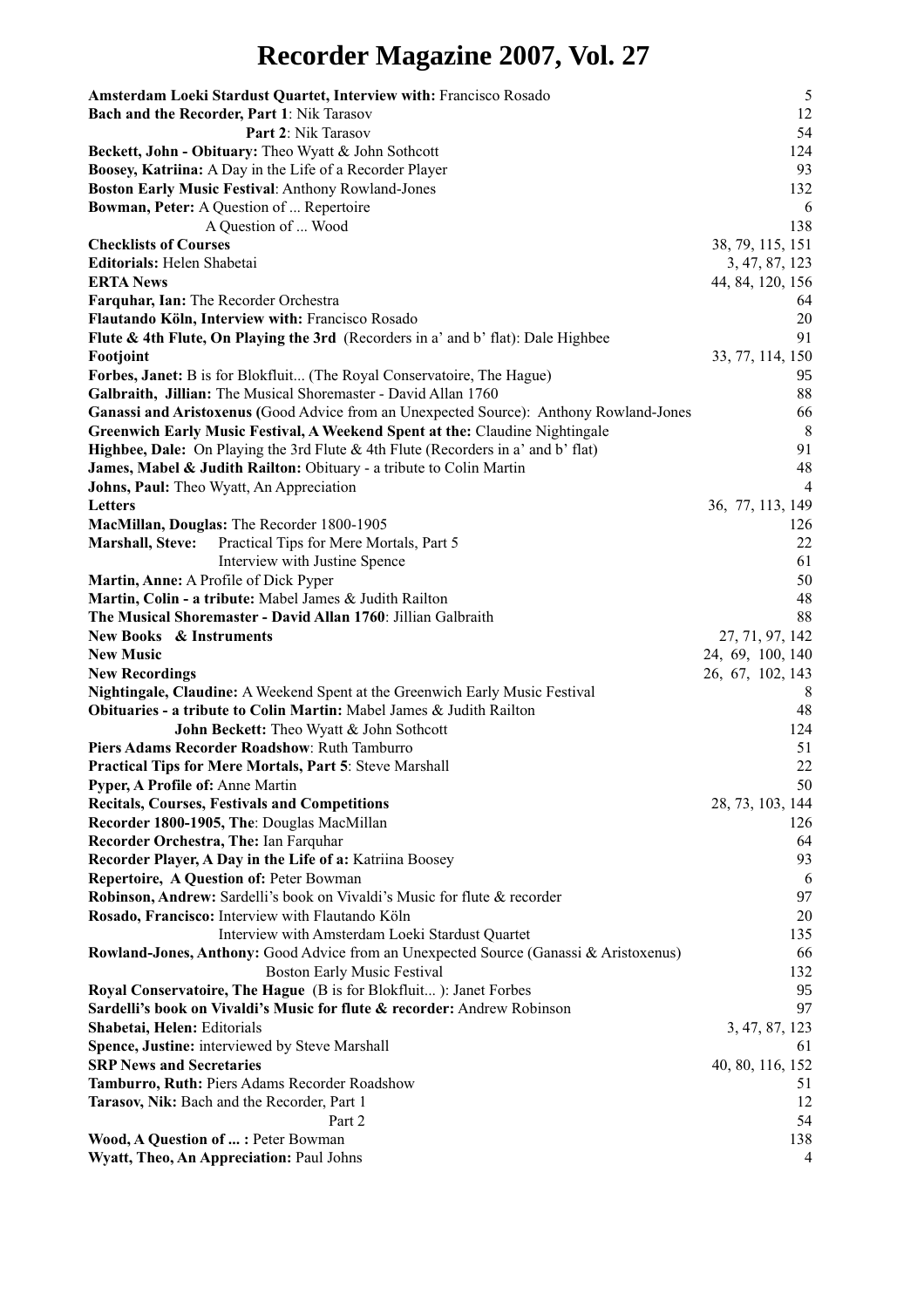# Recorder Magazine 2007, Vol. 27

| | |
|---|---|
| **Amsterdam Loeki Stardust Quartet, Interview with:** Francisco Rosado | 5 |
| **Bach and the Recorder, Part 1**: Nik Tarasov | 12 |
| **Part 2**: Nik Tarasov | 54 |
| **Beckett, John - Obituary:** Theo Wyatt & John Sothcott | 124 |
| **Boosey, Katriina:** A Day in the Life of a Recorder Player | 93 |
| **Boston Early Music Festival**: Anthony Rowland-Jones | 132 |
| **Bowman, Peter:** A Question of ... Repertoire | 6 |
| A Question of ... Wood | 138 |
| **Checklists of Courses** | 38, 79, 115, 151 |
| **Editorials:** Helen Shabetai | 3, 47, 87, 123 |
| **ERTA News** | 44, 84, 120, 156 |
| **Farquhar, Ian:** The Recorder Orchestra | 64 |
| **Flautando Köln, Interview with:** Francisco Rosado | 20 |
| **Flute & 4th Flute, On Playing the 3rd** (Recorders in a' and b' flat): Dale Highbee | 91 |
| **Footjoint** | 33, 77, 114, 150 |
| **Forbes, Janet:** B is for Blokfluit... (The Royal Conservatoire, The Hague) | 95 |
| **Galbraith, Jillian:** The Musical Shoremaster - David Allan 1760 | 88 |
| **Ganassi and Aristoxenus (**Good Advice from an Unexpected Source): Anthony Rowland-Jones | 66 |
| **Greenwich Early Music Festival, A Weekend Spent at the:** Claudine Nightingale | 8 |
| **Highbee, Dale:** On Playing the 3rd Flute & 4th Flute (Recorders in a' and b' flat) | 91 |
| **James, Mabel & Judith Railton:** Obituary - a tribute to Colin Martin | 48 |
| **Johns, Paul:** Theo Wyatt, An Appreciation | 4 |
| **Letters** | 36, 77, 113, 149 |
| **MacMillan, Douglas:** The Recorder 1800-1905 | 126 |
| **Marshall, Steve:** Practical Tips for Mere Mortals, Part 5 | 22 |
| Interview with Justine Spence | 61 |
| **Martin, Anne:** A Profile of Dick Pyper | 50 |
| **Martin, Colin - a tribute:** Mabel James & Judith Railton | 48 |
| **The Musical Shoremaster - David Allan 1760**: Jillian Galbraith | 88 |
| **New Books & Instruments** | 27, 71, 97, 142 |
| **New Music** | 24, 69, 100, 140 |
| **New Recordings** | 26, 67, 102, 143 |
| **Nightingale, Claudine:** A Weekend Spent at the Greenwich Early Music Festival | 8 |
| **Obituaries - a tribute to Colin Martin:** Mabel James & Judith Railton | 48 |
| **John Beckett:** Theo Wyatt & John Sothcott | 124 |
| **Piers Adams Recorder Roadshow**: Ruth Tamburro | 51 |
| **Practical Tips for Mere Mortals, Part 5**: Steve Marshall | 22 |
| **Pyper, A Profile of:** Anne Martin | 50 |
| **Recitals, Courses, Festivals and Competitions** | 28, 73, 103, 144 |
| **Recorder 1800-1905, The**: Douglas MacMillan | 126 |
| **Recorder Orchestra, The:** Ian Farquhar | 64 |
| **Recorder Player, A Day in the Life of a:** Katriina Boosey | 93 |
| **Repertoire, A Question of:** Peter Bowman | 6 |
| **Robinson, Andrew:** Sardelli's book on Vivaldi's Music for flute & recorder | 97 |
| **Rosado, Francisco:** Interview with Flautando Köln | 20 |
| Interview with Amsterdam Loeki Stardust Quartet | 135 |
| **Rowland-Jones, Anthony:** Good Advice from an Unexpected Source (Ganassi & Aristoxenus) | 66 |
| Boston Early Music Festival | 132 |
| **Royal Conservatoire, The Hague** (B is for Blokfluit... ): Janet Forbes | 95 |
| **Sardelli's book on Vivaldi's Music for flute & recorder:** Andrew Robinson | 97 |
| **Shabetai, Helen:** Editorials | 3, 47, 87, 123 |
| **Spence, Justine:** interviewed by Steve Marshall | 61 |
| **SRP News and Secretaries** | 40, 80, 116, 152 |
| **Tamburro, Ruth:** Piers Adams Recorder Roadshow | 51 |
| **Tarasov, Nik:** Bach and the Recorder, Part 1 | 12 |
| Part 2 | 54 |
| **Wood, A Question of ... :** Peter Bowman | 138 |
| **Wyatt, Theo, An Appreciation:** Paul Johns | 4 |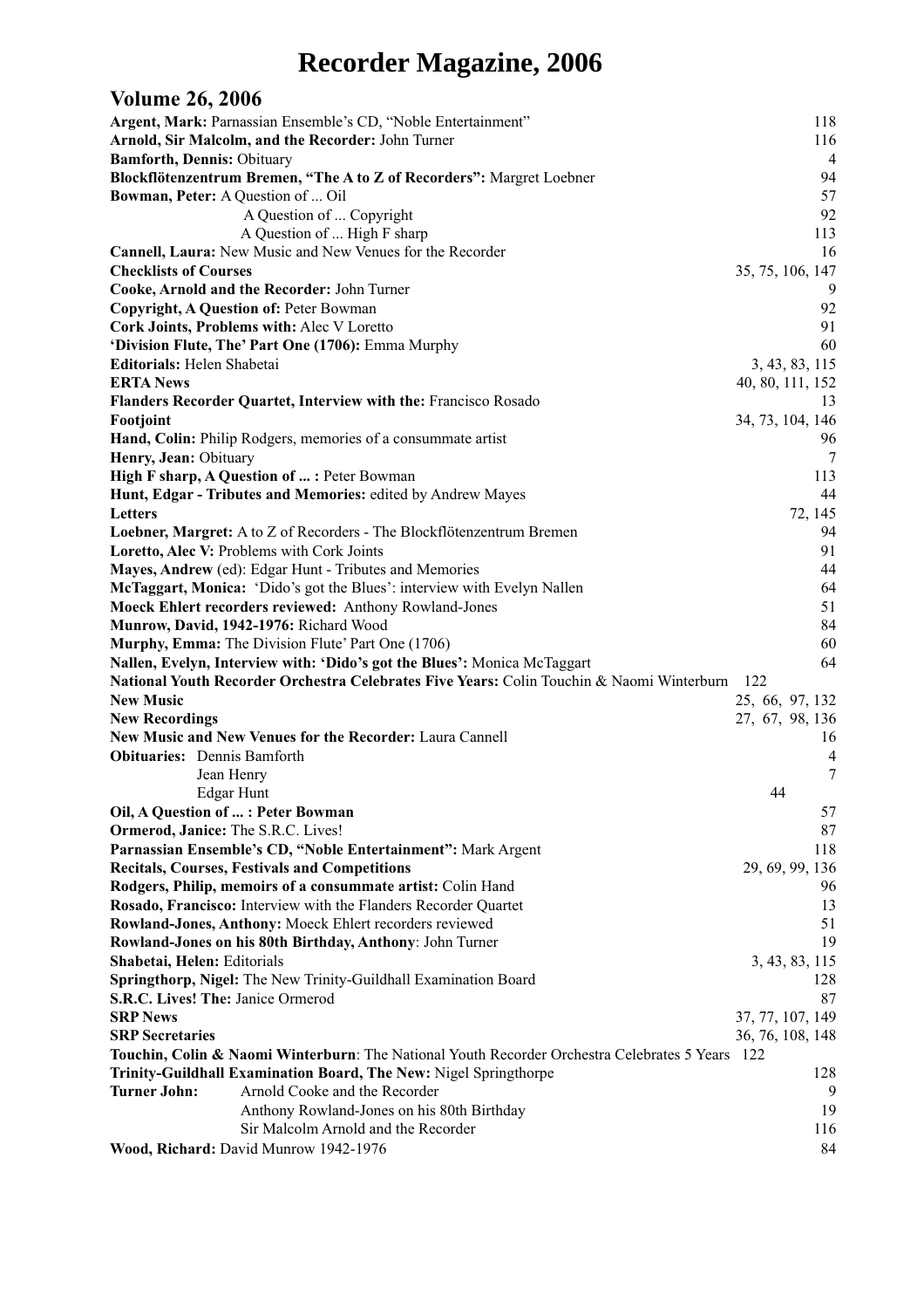# Recorder Magazine, 2006

## Volume 26, 2006

| | |
|---|---|
| **Argent, Mark:** Parnassian Ensemble's CD, "Noble Entertainment" | 118 |
| **Arnold, Sir Malcolm, and the Recorder:** John Turner | 116 |
| **Bamforth, Dennis:** Obituary | 4 |
| **Blockflötenzentrum Bremen, "The A to Z of Recorders":** Margret Loebner | 94 |
| **Bowman, Peter:** A Question of ... Oil | 57 |
| A Question of ... Copyright | 92 |
| A Question of ... High F sharp | 113 |
| **Cannell, Laura:** New Music and New Venues for the Recorder | 16 |
| **Checklists of Courses** | 35, 75, 106, 147 |
| **Cooke, Arnold and the Recorder:** John Turner | 9 |
| **Copyright, A Question of:** Peter Bowman | 92 |
| **Cork Joints, Problems with:** Alec V Loretto | 91 |
| **'Division Flute, The' Part One (1706):** Emma Murphy | 60 |
| **Editorials:** Helen Shabetai | 3, 43, 83, 115 |
| **ERTA News** | 40, 80, 111, 152 |
| **Flanders Recorder Quartet, Interview with the:** Francisco Rosado | 13 |
| **Footjoint** | 34, 73, 104, 146 |
| **Hand, Colin:** Philip Rodgers, memories of a consummate artist | 96 |
| **Henry, Jean:** Obituary | 7 |
| **High F sharp, A Question of ... :** Peter Bowman | 113 |
| **Hunt, Edgar - Tributes and Memories:** edited by Andrew Mayes | 44 |
| **Letters** | 72, 145 |
| **Loebner, Margret:** A to Z of Recorders - The Blockflötenzentrum Bremen | 94 |
| **Loretto, Alec V:** Problems with Cork Joints | 91 |
| **Mayes, Andrew** (ed): Edgar Hunt - Tributes and Memories | 44 |
| **McTaggart, Monica:** 'Dido's got the Blues': interview with Evelyn Nallen | 64 |
| **Moeck Ehlert recorders reviewed:** Anthony Rowland-Jones | 51 |
| **Munrow, David, 1942-1976:** Richard Wood | 84 |
| **Murphy, Emma:** The Division Flute' Part One (1706) | 60 |
| **Nallen, Evelyn, Interview with: 'Dido's got the Blues':** Monica McTaggart | 64 |
| **National Youth Recorder Orchestra Celebrates Five Years:** Colin Touchin & Naomi Winterburn | 122 |
| **New Music** | 25, 66, 97, 132 |
| **New Recordings** | 27, 67, 98, 136 |
| **New Music and New Venues for the Recorder:** Laura Cannell | 16 |
| **Obituaries:** Dennis Bamforth | 4 |
| Jean Henry | 7 |
| Edgar Hunt | 44 |
| **Oil, A Question of ... : Peter Bowman** | 57 |
| **Ormerod, Janice:** The S.R.C. Lives! | 87 |
| **Parnassian Ensemble's CD, "Noble Entertainment":** Mark Argent | 118 |
| **Recitals, Courses, Festivals and Competitions** | 29, 69, 99, 136 |
| **Rodgers, Philip, memoirs of a consummate artist:** Colin Hand | 96 |
| **Rosado, Francisco:** Interview with the Flanders Recorder Quartet | 13 |
| **Rowland-Jones, Anthony:** Moeck Ehlert recorders reviewed | 51 |
| **Rowland-Jones on his 80th Birthday, Anthony**: John Turner | 19 |
| **Shabetai, Helen:** Editorials | 3, 43, 83, 115 |
| **Springthorp, Nigel:** The New Trinity-Guildhall Examination Board | 128 |
| **S.R.C. Lives! The:** Janice Ormerod | 87 |
| **SRP News** | 37, 77, 107, 149 |
| **SRP Secretaries** | 36, 76, 108, 148 |
| **Touchin, Colin & Naomi Winterburn**: The National Youth Recorder Orchestra Celebrates 5 Years | 122 |
| **Trinity-Guildhall Examination Board, The New:** Nigel Springthorpe | 128 |
| **Turner John:** Arnold Cooke and the Recorder | 9 |
| Anthony Rowland-Jones on his 80th Birthday | 19 |
| Sir Malcolm Arnold and the Recorder | 116 |
| **Wood, Richard:** David Munrow 1942-1976 | 84 |